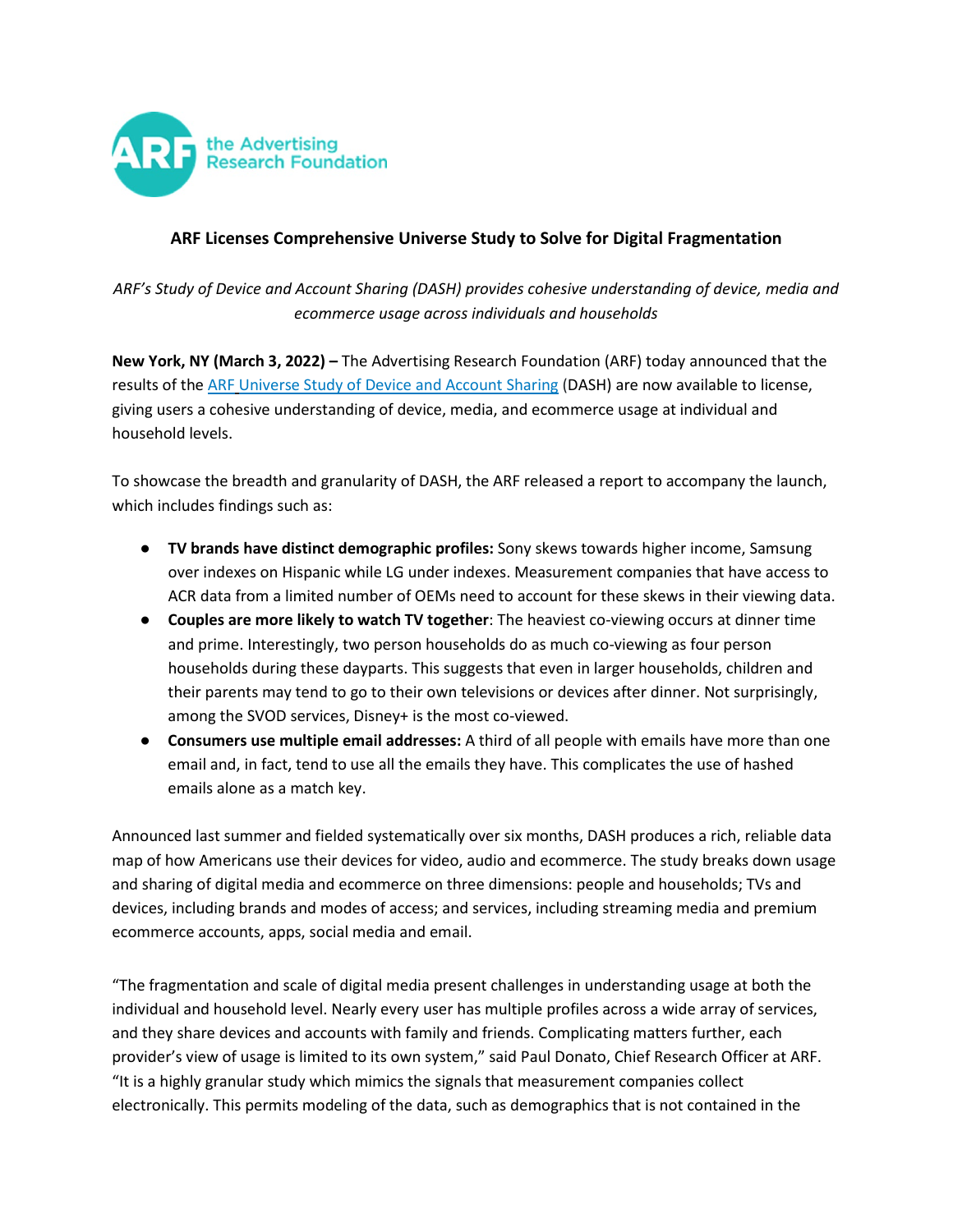**ARF Licenses Comprehensive Universe Study to Solve for Digital Fragmentation**

*ARF's Study of Device and Account Sharing (DASH) provides cohesive understanding of device, media and ecommerce usage across individuals and households*

**New York, NY (March 3, 2022) –** The Advertising Research Foundation (ARF) today announced that the results of the ARF Universe Study of Device and Account Sharing (DASH) are now available to license, giving users a cohesive understanding of device, media, and ecommerce usage at individual and household levels.

To showcase the breadth and granularity of DASH, the ARF released a report to accompany the launch, which includes findings such as:

- **TV brands have distinct demographic profiles:** Sony skews towards higher income, Samsung over indexes on Hispanic while LG under indexes. Measurement companies that have access to ACR data from a limited number of OEMs need to account for these skews in their viewing data.
- **Couples are more likely to watch TV together**: The heaviest co-viewing occurs at dinner time and prime. Interestingly, two person households do as much co-viewing as four person households during these dayparts. This suggests that even in larger households, children and their parents may tend to go to their own televisions or devices after dinner. Not surprisingly, among the SVOD services, Disney+ is the most co-viewed.
- **Consumers use multiple email addresses:** A third of all people with emails have more than one email and, in fact, tend to use all the emails they have. This complicates the use of hashed emails alone as a match key.

Announced last summer and fielded systematically over six months, DASH produces a rich, reliable data map of how Americans use their devices for video, audio and ecommerce. The study breaks down usage and sharing of digital media and ecommerce on three dimensions: people and households; TVs and devices, including brands and modes of access; and services, including streaming media and premium ecommerce accounts, apps, social media and email.

"The fragmentation and scale of digital media present challenges in understanding usage at both the individual and household level. Nearly every user has multiple profiles across a wide array of services, and they share devices and accounts with family and friends. Complicating matters further, each provider's view of usage is limited to its own system," said Paul Donato, Chief Research Officer at ARF. "It is a highly granular study which mimics the signals that measurement companies collect electronically. This permits modeling of the data, such as demographics that is not contained in the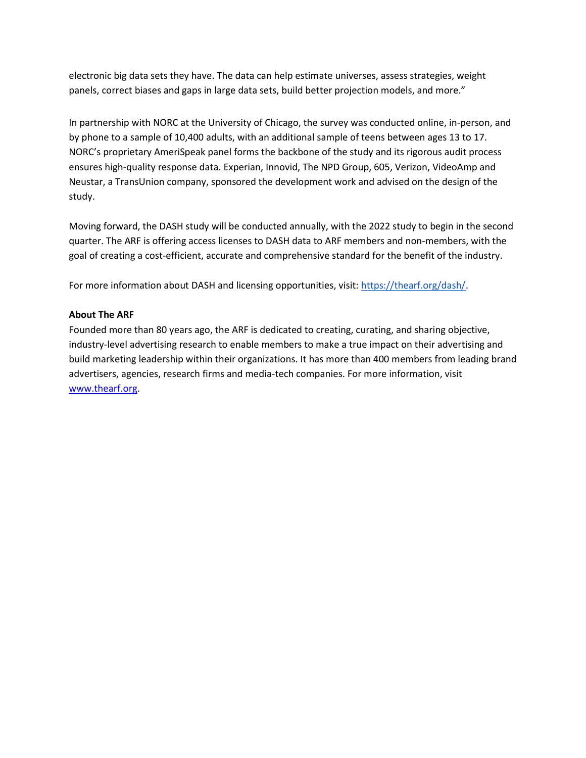electronic big data sets they have. The data can help estimate universes, assess strategies, weight panels, correct biases and gaps in large data sets, build better projection models, and more."

In partnership with NORC at the University of Chicago, the survey was conducted online, in-person, and by phone to a sample of 10,400 adults, with an additional sample of teens between ages 13 to 17. NORC's proprietary AmeriSpeak panel forms the backbone of the study and its rigorous audit process ensures high-quality response data. Experian, Innovid, The NPD Group, 605, Verizon, VideoAmp and Neustar, a TransUnion company, sponsored the development work and advised on the design of the study.

Moving forward, the DASH study will be conducted annually, with the 2022 study to begin in the second quarter. The ARF is offering access licenses to DASH data to ARF members and non-members, with the goal of creating a cost-efficient, accurate and comprehensive standard for the benefit of the industry.

For more information about DASH and licensing opportunities, visit: [https://thearf.org/dash/](https://thearf.org/dash/).

**About The ARF**

Founded more than 80 years ago, the ARF is dedicated to creating, curating, and sharing objective, industry-level advertising research to enable members to make a true impact on their advertising and build marketing leadership within their organizations. It has more than 400 members from leading brand advertisers, agencies, research firms and media-tech companies. For more information, visit [www.thearf.org](www.thearf.org).